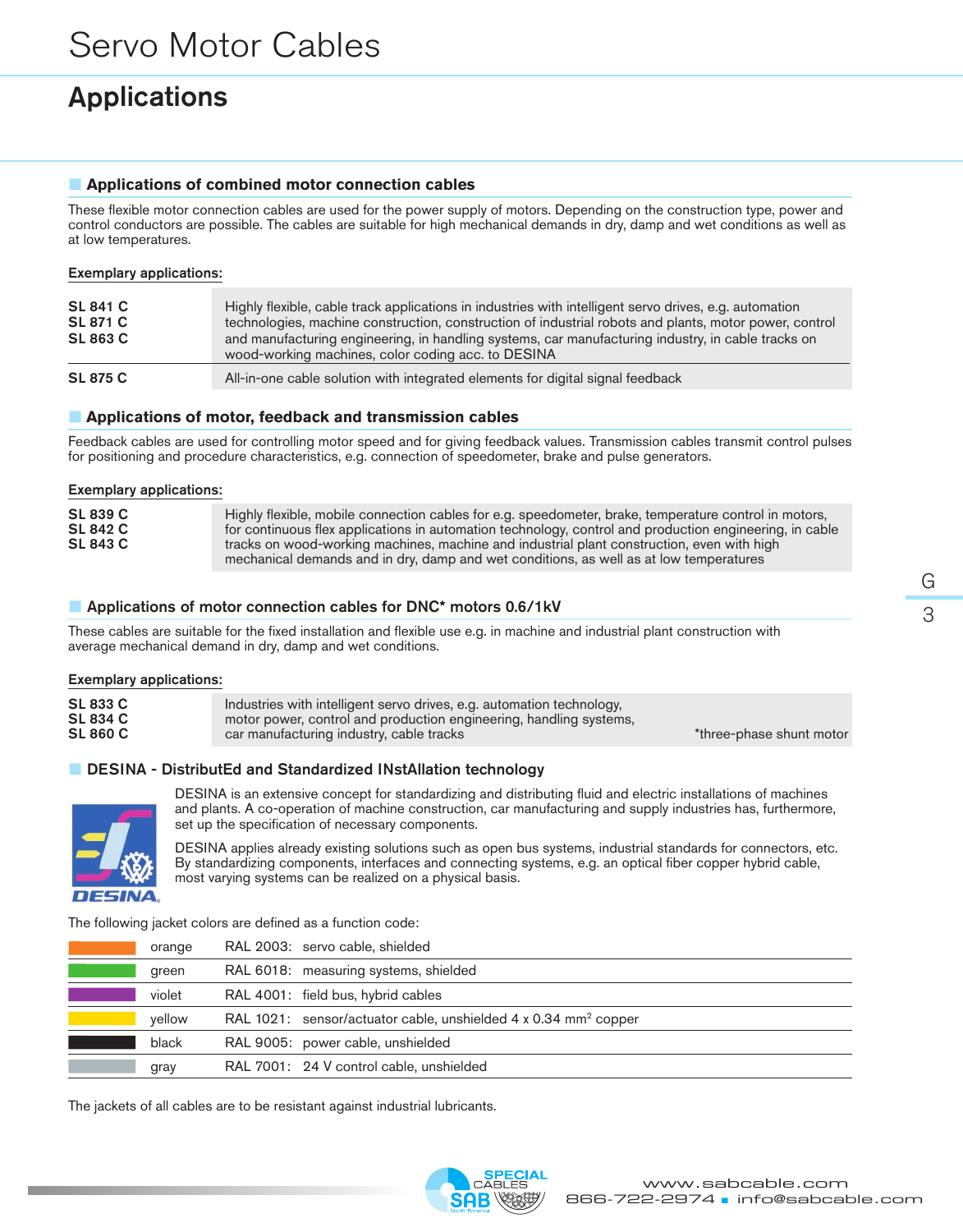# Servo Motor Cables

## Applications

### Applications of combined motor connection cables

These flexible motor connection cables are used for the power supply of motors. Depending on the construction type, power and control conductors are possible. The cables are suitable for high mechanical demands in dry, damp and wet conditions as well as at low temperatures.

**Exemplary applications:**

| | |
|---|---|
| **SL 841 C**<br>**SL 871 C**<br>**SL 863 C** | Highly flexible, cable track applications in industries with intelligent servo drives, e.g. automation technologies, machine construction, construction of industrial robots and plants, motor power, control and manufacturing engineering, in handling systems, car manufacturing industry, in cable tracks on wood-working machines, color coding acc. to DESINA |
| **SL 875 C** | All-in-one cable solution with integrated elements for digital signal feedback |

### Applications of motor, feedback and transmission cables

Feedback cables are used for controlling motor speed and for giving feedback values. Transmission cables transmit control pulses for positioning and procedure characteristics, e.g. connection of speedometer, brake and pulse generators.

**Exemplary applications:**

| | |
|---|---|
| **SL 839 C**<br>**SL 842 C**<br>**SL 843 C** | Highly flexible, mobile connection cables for e.g. speedometer, brake, temperature control in motors, for continuous flex applications in automation technology, control and production engineering, in cable tracks on wood-working machines, machine and industrial plant construction, even with high mechanical demands and in dry, damp and wet conditions, as well as at low temperatures |

### Applications of motor connection cables for DNC* motors 0.6/1kV

These cables are suitable for the fixed installation and flexible use e.g. in machine and industrial plant construction with average mechanical demand in dry, damp and wet conditions.

**Exemplary applications:**

| | | |
|---|---|---|
| **SL 833 C**<br>**SL 834 C**<br>**SL 860 C** | Industries with intelligent servo drives, e.g. automation technology, motor power, control and production engineering, handling systems, car manufacturing industry, cable tracks | *three-phase shunt motor |

### DESINA - DistributEd and Standardized INstAllation technology

DESINA is an extensive concept for standardizing and distributing fluid and electric installations of machines and plants. A co-operation of machine construction, car manufacturing and supply industries has, furthermore, set up the specification of necessary components.

DESINA applies already existing solutions such as open bus systems, industrial standards for connectors, etc. By standardizing components, interfaces and connecting systems, e.g. an optical fiber copper hybrid cable, most varying systems can be realized on a physical basis.

The following jacket colors are defined as a function code:

| | | | |
|---|---|---|---|
| | orange | RAL 2003: | servo cable, shielded |
| | green | RAL 6018: | measuring systems, shielded |
| | violet | RAL 4001: | field bus, hybrid cables |
| | yellow | RAL 1021: | sensor/actuator cable, unshielded 4 x 0.34 mm² copper |
| | black | RAL 9005: | power cable, unshielded |
| | gray | RAL 7001: | 24 V control cable, unshielded |

The jackets of all cables are to be resistant against industrial lubricants.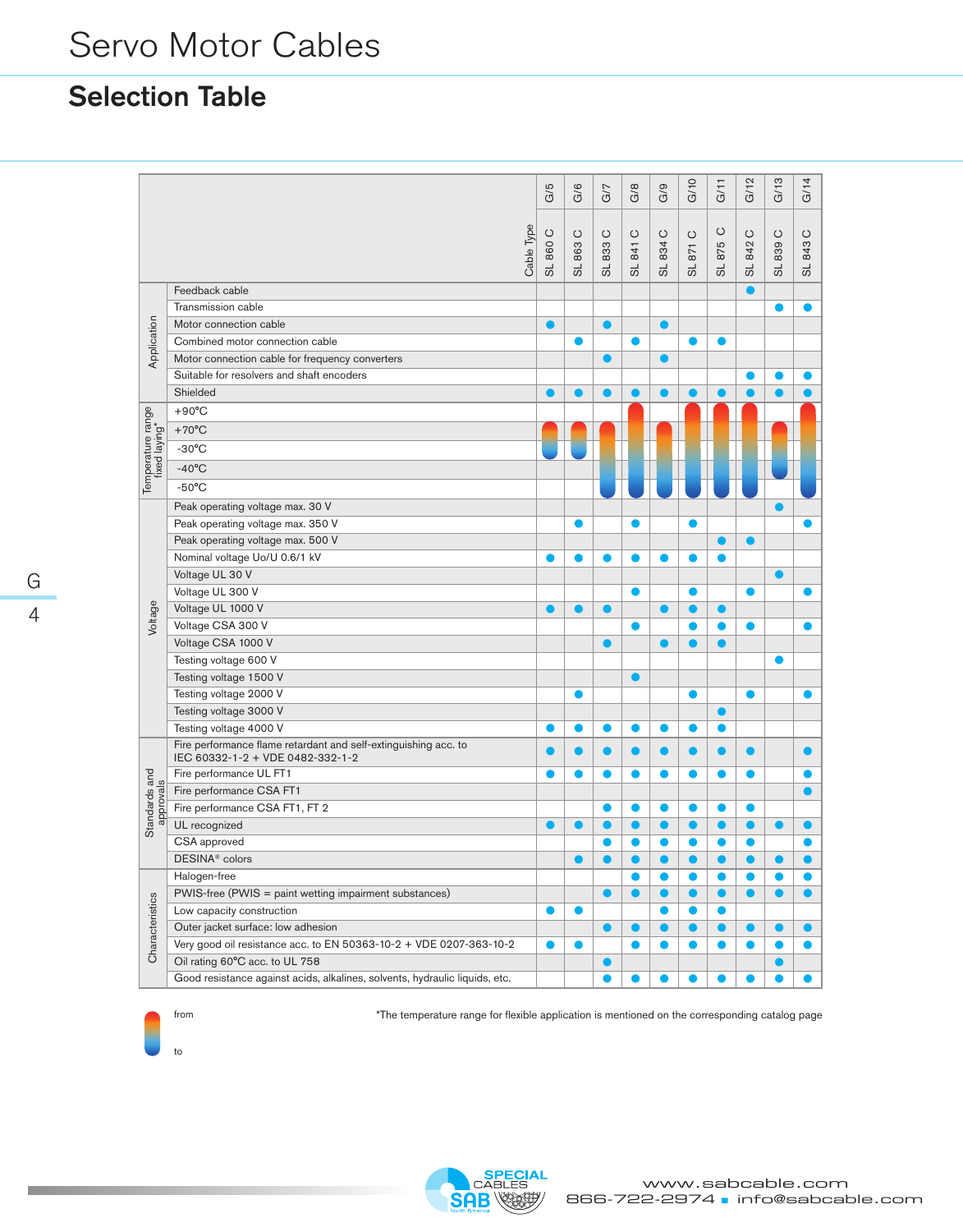# Servo Motor Cables

## Selection Table

| | Cable Type | G/5 SL 860 C | G/6 SL 863 C | G/7 SL 833 C | G/8 SL 841 C | G/9 SL 834 C | G/10 SL 871 C | G/11 SL 875 C | G/12 SL 842 C | G/13 SL 839 C | G/14 SL 843 C |
|---|---|---|---|---|---|---|---|---|---|---|---|
| Application | Feedback cable | | | | | | | | ● | | |
| | Transmission cable | | | | | | | | | ● | ● |
| | Motor connection cable | ● | | ● | | ● | | | | | |
| | Combined motor connection cable | | ● | | ● | | ● | ● | | | |
| | Motor connection cable for frequency converters | | | ● | | ● | | | | | |
| | Suitable for resolvers and shaft encoders | | | | | | | | ● | ● | ● |
| | Shielded | ● | ● | ● | ● | ● | ● | ● | ● | ● | ● |
| Temperature range fixed laying* | from | +70°C | +70°C | +70°C | +90°C | +70°C | +90°C | +90°C | +90°C | +70°C | +90°C |
| | to | -30°C | -30°C | -50°C | -50°C | -50°C | -50°C | -50°C | -50°C | -40°C | -50°C |
| Voltage | Peak operating voltage max. 30 V | | | | | | | | | ● | |
| | Peak operating voltage max. 350 V | | ● | | ● | | ● | | | | ● |
| | Peak operating voltage max. 500 V | | | | | | | ● | ● | | |
| | Nominal voltage Uo/U 0.6/1 kV | ● | ● | ● | ● | ● | ● | ● | | | |
| | Voltage UL 30 V | | | | | | | | | ● | |
| | Voltage UL 300 V | | | | ● | | ● | | ● | | ● |
| | Voltage UL 1000 V | ● | ● | ● | | ● | ● | ● | | | |
| | Voltage CSA 300 V | | | | ● | | ● | ● | ● | | ● |
| | Voltage CSA 1000 V | | | ● | | ● | ● | ● | | | |
| | Testing voltage 600 V | | | | | | | | | ● | |
| | Testing voltage 1500 V | | | | ● | | | | | | |
| | Testing voltage 2000 V | | ● | | | | ● | | ● | | ● |
| | Testing voltage 3000 V | | | | | | | ● | | | |
| | Testing voltage 4000 V | ● | ● | ● | ● | ● | ● | ● | | | |
| Standards and approvals | Fire performance flame retardant and self-extinguishing acc. to IEC 60332-1-2 + VDE 0482-332-1-2 | ● | ● | ● | ● | ● | ● | ● | ● | | ● |
| | Fire performance UL FT1 | ● | ● | ● | ● | ● | ● | ● | ● | | ● |
| | Fire performance CSA FT1 | | | | | | | | | | ● |
| | Fire performance CSA FT1, FT 2 | | | ● | ● | ● | ● | ● | ● | | |
| | UL recognized | ● | ● | ● | ● | ● | ● | ● | ● | ● | ● |
| | CSA approved | | | ● | ● | ● | ● | ● | ● | | ● |
| | DESINA® colors | | ● | ● | ● | ● | ● | ● | ● | ● | ● |
| Characteristics | Halogen-free | | | | ● | ● | ● | ● | ● | ● | ● |
| | PWIS-free (PWIS = paint wetting impairment substances) | | | ● | ● | ● | ● | ● | ● | ● | ● |
| | Low capacity construction | ● | ● | | | ● | ● | ● | | | |
| | Outer jacket surface: low adhesion | | | ● | ● | ● | ● | ● | ● | ● | ● |
| | Very good oil resistance acc. to EN 50363-10-2 + VDE 0207-363-10-2 | ● | ● | | ● | ● | ● | ● | ● | ● | ● |
| | Oil rating 60°C acc. to UL 758 | | | ● | | | | | | ● | |
| | Good resistance against acids, alkalines, solvents, hydraulic liquids, etc. | | | ● | ● | ● | ● | ● | ● | ● | ● |

from
to

*The temperature range for flexible application is mentioned on the corresponding catalog page